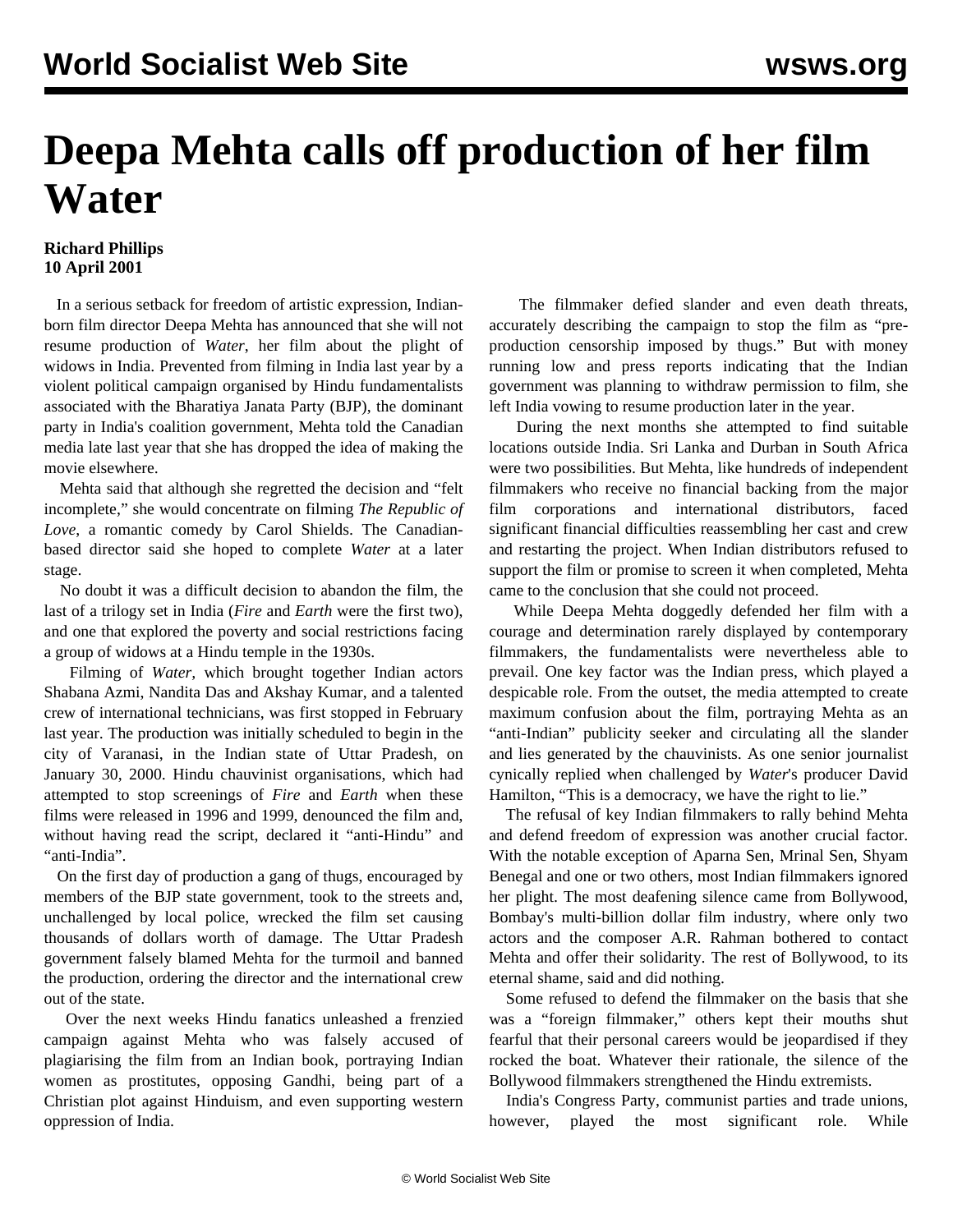# Deepa Mehta calls off production of her film Water

**Richard Phillips**
**10 April 2001**

In a serious setback for freedom of artistic expression, Indian-born film director Deepa Mehta has announced that she will not resume production of *Water*, her film about the plight of widows in India. Prevented from filming in India last year by a violent political campaign organised by Hindu fundamentalists associated with the Bharatiya Janata Party (BJP), the dominant party in India's coalition government, Mehta told the Canadian media late last year that she has dropped the idea of making the movie elsewhere.

Mehta said that although she regretted the decision and "felt incomplete," she would concentrate on filming *The Republic of Love*, a romantic comedy by Carol Shields. The Canadian-based director said she hoped to complete *Water* at a later stage.

No doubt it was a difficult decision to abandon the film, the last of a trilogy set in India (*Fire* and *Earth* were the first two), and one that explored the poverty and social restrictions facing a group of widows at a Hindu temple in the 1930s.

Filming of *Water*, which brought together Indian actors Shabana Azmi, Nandita Das and Akshay Kumar, and a talented crew of international technicians, was first stopped in February last year. The production was initially scheduled to begin in the city of Varanasi, in the Indian state of Uttar Pradesh, on January 30, 2000. Hindu chauvinist organisations, which had attempted to stop screenings of *Fire* and *Earth* when these films were released in 1996 and 1999, denounced the film and, without having read the script, declared it "anti-Hindu" and "anti-India".

On the first day of production a gang of thugs, encouraged by members of the BJP state government, took to the streets and, unchallenged by local police, wrecked the film set causing thousands of dollars worth of damage. The Uttar Pradesh government falsely blamed Mehta for the turmoil and banned the production, ordering the director and the international crew out of the state.

Over the next weeks Hindu fanatics unleashed a frenzied campaign against Mehta who was falsely accused of plagiarising the film from an Indian book, portraying Indian women as prostitutes, opposing Gandhi, being part of a Christian plot against Hinduism, and even supporting western oppression of India.

The filmmaker defied slander and even death threats, accurately describing the campaign to stop the film as "pre-production censorship imposed by thugs." But with money running low and press reports indicating that the Indian government was planning to withdraw permission to film, she left India vowing to resume production later in the year.

During the next months she attempted to find suitable locations outside India. Sri Lanka and Durban in South Africa were two possibilities. But Mehta, like hundreds of independent filmmakers who receive no financial backing from the major film corporations and international distributors, faced significant financial difficulties reassembling her cast and crew and restarting the project. When Indian distributors refused to support the film or promise to screen it when completed, Mehta came to the conclusion that she could not proceed.

While Deepa Mehta doggedly defended her film with a courage and determination rarely displayed by contemporary filmmakers, the fundamentalists were nevertheless able to prevail. One key factor was the Indian press, which played a despicable role. From the outset, the media attempted to create maximum confusion about the film, portraying Mehta as an "anti-Indian" publicity seeker and circulating all the slander and lies generated by the chauvinists. As one senior journalist cynically replied when challenged by *Water*'s producer David Hamilton, "This is a democracy, we have the right to lie."

The refusal of key Indian filmmakers to rally behind Mehta and defend freedom of expression was another crucial factor. With the notable exception of Aparna Sen, Mrinal Sen, Shyam Benegal and one or two others, most Indian filmmakers ignored her plight. The most deafening silence came from Bollywood, Bombay's multi-billion dollar film industry, where only two actors and the composer A.R. Rahman bothered to contact Mehta and offer their solidarity. The rest of Bollywood, to its eternal shame, said and did nothing.

Some refused to defend the filmmaker on the basis that she was a "foreign filmmaker," others kept their mouths shut fearful that their personal careers would be jeopardised if they rocked the boat. Whatever their rationale, the silence of the Bollywood filmmakers strengthened the Hindu extremists.

India's Congress Party, communist parties and trade unions, however, played the most significant role. While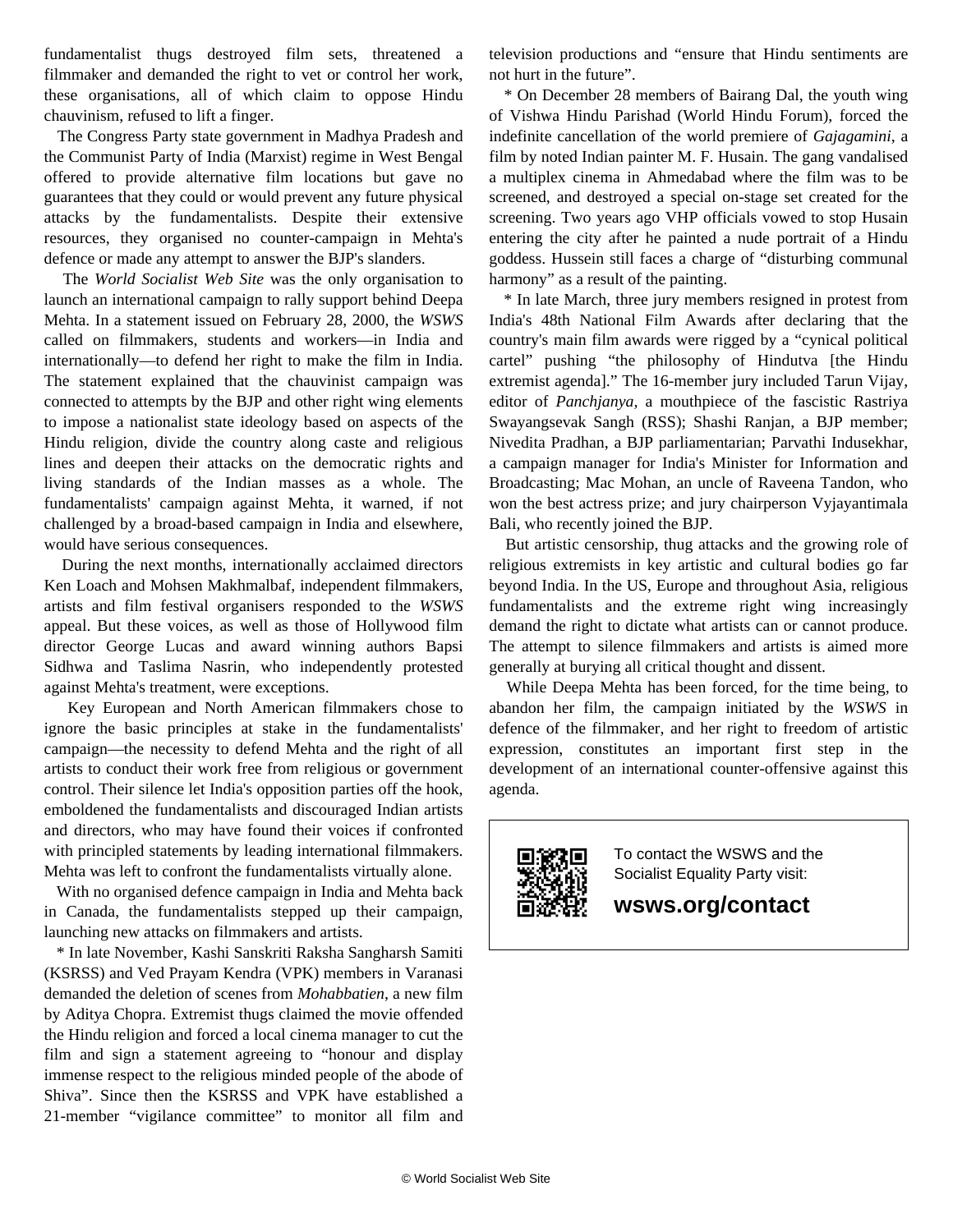fundamentalist thugs destroyed film sets, threatened a filmmaker and demanded the right to vet or control her work, these organisations, all of which claim to oppose Hindu chauvinism, refused to lift a finger.

The Congress Party state government in Madhya Pradesh and the Communist Party of India (Marxist) regime in West Bengal offered to provide alternative film locations but gave no guarantees that they could or would prevent any future physical attacks by the fundamentalists. Despite their extensive resources, they organised no counter-campaign in Mehta's defence or made any attempt to answer the BJP's slanders.

The *World Socialist Web Site* was the only organisation to launch an international campaign to rally support behind Deepa Mehta. In a statement issued on February 28, 2000, the *WSWS* called on filmmakers, students and workers—in India and internationally—to defend her right to make the film in India. The statement explained that the chauvinist campaign was connected to attempts by the BJP and other right wing elements to impose a nationalist state ideology based on aspects of the Hindu religion, divide the country along caste and religious lines and deepen their attacks on the democratic rights and living standards of the Indian masses as a whole. The fundamentalists' campaign against Mehta, it warned, if not challenged by a broad-based campaign in India and elsewhere, would have serious consequences.

During the next months, internationally acclaimed directors Ken Loach and Mohsen Makhmalbaf, independent filmmakers, artists and film festival organisers responded to the *WSWS* appeal. But these voices, as well as those of Hollywood film director George Lucas and award winning authors Bapsi Sidhwa and Taslima Nasrin, who independently protested against Mehta's treatment, were exceptions.

Key European and North American filmmakers chose to ignore the basic principles at stake in the fundamentalists' campaign—the necessity to defend Mehta and the right of all artists to conduct their work free from religious or government control. Their silence let India's opposition parties off the hook, emboldened the fundamentalists and discouraged Indian artists and directors, who may have found their voices if confronted with principled statements by leading international filmmakers. Mehta was left to confront the fundamentalists virtually alone.

With no organised defence campaign in India and Mehta back in Canada, the fundamentalists stepped up their campaign, launching new attacks on filmmakers and artists.

* In late November, Kashi Sanskriti Raksha Sangharsh Samiti (KSRSS) and Ved Prayam Kendra (VPK) members in Varanasi demanded the deletion of scenes from *Mohabbatien*, a new film by Aditya Chopra. Extremist thugs claimed the movie offended the Hindu religion and forced a local cinema manager to cut the film and sign a statement agreeing to "honour and display immense respect to the religious minded people of the abode of Shiva". Since then the KSRSS and VPK have established a 21-member "vigilance committee" to monitor all film and television productions and "ensure that Hindu sentiments are not hurt in the future".

* On December 28 members of Bairang Dal, the youth wing of Vishwa Hindu Parishad (World Hindu Forum), forced the indefinite cancellation of the world premiere of *Gajagamini*, a film by noted Indian painter M. F. Husain. The gang vandalised a multiplex cinema in Ahmedabad where the film was to be screened, and destroyed a special on-stage set created for the screening. Two years ago VHP officials vowed to stop Husain entering the city after he painted a nude portrait of a Hindu goddess. Hussein still faces a charge of "disturbing communal harmony" as a result of the painting.

* In late March, three jury members resigned in protest from India's 48th National Film Awards after declaring that the country's main film awards were rigged by a "cynical political cartel" pushing "the philosophy of Hindutva [the Hindu extremist agenda]." The 16-member jury included Tarun Vijay, editor of *Panchjanya,* a mouthpiece of the fascistic Rastriya Swayangsevak Sangh (RSS); Shashi Ranjan, a BJP member; Nivedita Pradhan, a BJP parliamentarian; Parvathi Indusekhar, a campaign manager for India's Minister for Information and Broadcasting; Mac Mohan, an uncle of Raveena Tandon, who won the best actress prize; and jury chairperson Vyjayantimala Bali, who recently joined the BJP.

But artistic censorship, thug attacks and the growing role of religious extremists in key artistic and cultural bodies go far beyond India. In the US, Europe and throughout Asia, religious fundamentalists and the extreme right wing increasingly demand the right to dictate what artists can or cannot produce. The attempt to silence filmmakers and artists is aimed more generally at burying all critical thought and dissent.

While Deepa Mehta has been forced, for the time being, to abandon her film, the campaign initiated by the *WSWS* in defence of the filmmaker, and her right to freedom of artistic expression, constitutes an important first step in the development of an international counter-offensive against this agenda.

To contact the WSWS and the Socialist Equality Party visit:

**wsws.org/contact**